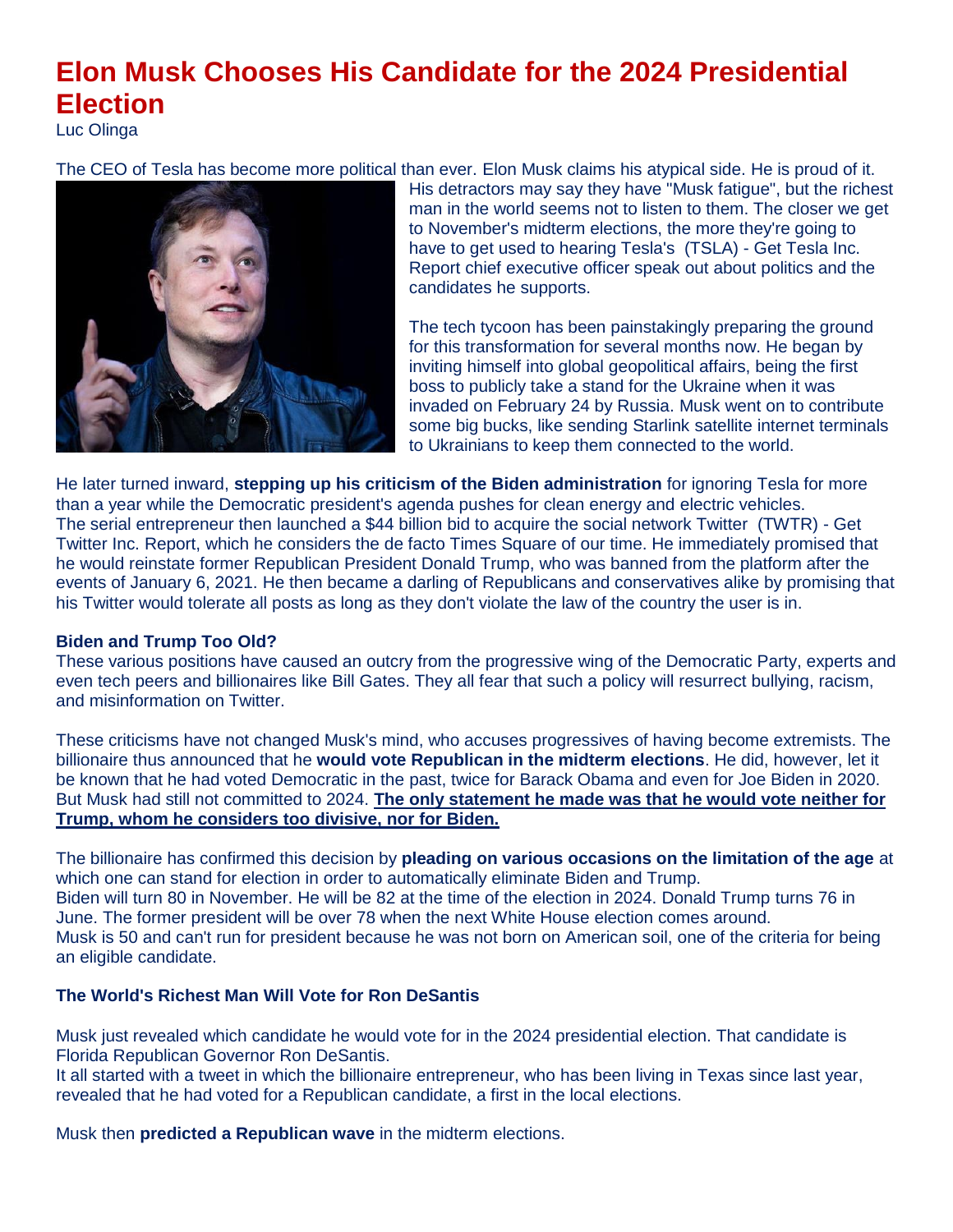# Elon Musk Chooses His Candidate for the 2024 Presidential Election

Luc Olinga

The CEO of Tesla has become more political than ever. Elon Musk claims his atypical side. He is proud of it.

His detractors may say they have "Musk fatigue", but the richest man in the world seems not to listen to them. The closer we get to November's midterm elections, the more they're going to have to get used to hearing Tesla's (TSLA) - Get Tesla Inc. Report chief executive officer speak out about politics and the candidates he supports.

The tech tycoon has been painstakingly preparing the ground for this transformation for several months now. He began by inviting himself into global geopolitical affairs, being the first boss to publicly take a stand for the Ukraine when it was invaded on February 24 by Russia. Musk went on to contribute some big bucks, like sending Starlink satellite internet terminals to Ukrainians to keep them connected to the world.

He later turned inward, **stepping up his criticism of the Biden administration** for ignoring Tesla for more than a year while the Democratic president's agenda pushes for clean energy and electric vehicles.
The serial entrepreneur then launched a $44 billion bid to acquire the social network Twitter (TWTR) - Get Twitter Inc. Report, which he considers the de facto Times Square of our time. He immediately promised that he would reinstate former Republican President Donald Trump, who was banned from the platform after the events of January 6, 2021. He then became a darling of Republicans and conservatives alike by promising that his Twitter would tolerate all posts as long as they don't violate the law of the country the user is in.

### Biden and Trump Too Old?

These various positions have caused an outcry from the progressive wing of the Democratic Party, experts and even tech peers and billionaires like Bill Gates. They all fear that such a policy will resurrect bullying, racism, and misinformation on Twitter.

These criticisms have not changed Musk's mind, who accuses progressives of having become extremists. The billionaire thus announced that he **would vote Republican in the midterm elections**. He did, however, let it be known that he had voted Democratic in the past, twice for Barack Obama and even for Joe Biden in 2020. But Musk had still not committed to 2024. **The only statement he made was that he would vote neither for Trump, whom he considers too divisive, nor for Biden.**

The billionaire has confirmed this decision by **pleading on various occasions on the limitation of the age** at which one can stand for election in order to automatically eliminate Biden and Trump.
Biden will turn 80 in November. He will be 82 at the time of the election in 2024. Donald Trump turns 76 in June. The former president will be over 78 when the next White House election comes around.
Musk is 50 and can't run for president because he was not born on American soil, one of the criteria for being an eligible candidate.

### The World's Richest Man Will Vote for Ron DeSantis

Musk just revealed which candidate he would vote for in the 2024 presidential election. That candidate is Florida Republican Governor Ron DeSantis.
It all started with a tweet in which the billionaire entrepreneur, who has been living in Texas since last year, revealed that he had voted for a Republican candidate, a first in the local elections.

Musk then **predicted a Republican wave** in the midterm elections.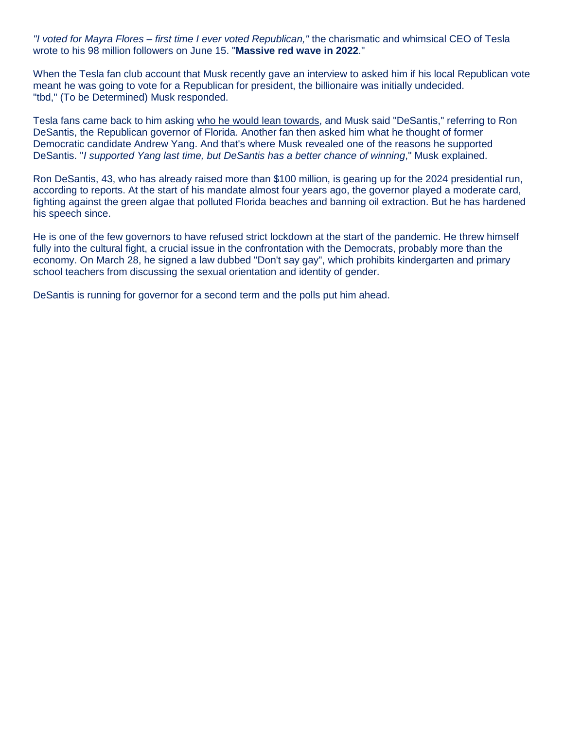*"I voted for Mayra Flores – first time I ever voted Republican,"* the charismatic and whimsical CEO of Tesla wrote to his 98 million followers on June 15. "**Massive red wave in 2022**."

When the Tesla fan club account that Musk recently gave an interview to asked him if his local Republican vote meant he was going to vote for a Republican for president, the billionaire was initially undecided. "tbd," (To be Determined) Musk responded.

Tesla fans came back to him asking who he would lean towards, and Musk said "DeSantis," referring to Ron DeSantis, the Republican governor of Florida. Another fan then asked him what he thought of former Democratic candidate Andrew Yang. And that's where Musk revealed one of the reasons he supported DeSantis. "*I supported Yang last time, but DeSantis has a better chance of winning*," Musk explained.

Ron DeSantis, 43, who has already raised more than $100 million, is gearing up for the 2024 presidential run, according to reports. At the start of his mandate almost four years ago, the governor played a moderate card, fighting against the green algae that polluted Florida beaches and banning oil extraction. But he has hardened his speech since.

He is one of the few governors to have refused strict lockdown at the start of the pandemic. He threw himself fully into the cultural fight, a crucial issue in the confrontation with the Democrats, probably more than the economy. On March 28, he signed a law dubbed "Don't say gay", which prohibits kindergarten and primary school teachers from discussing the sexual orientation and identity of gender.

DeSantis is running for governor for a second term and the polls put him ahead.